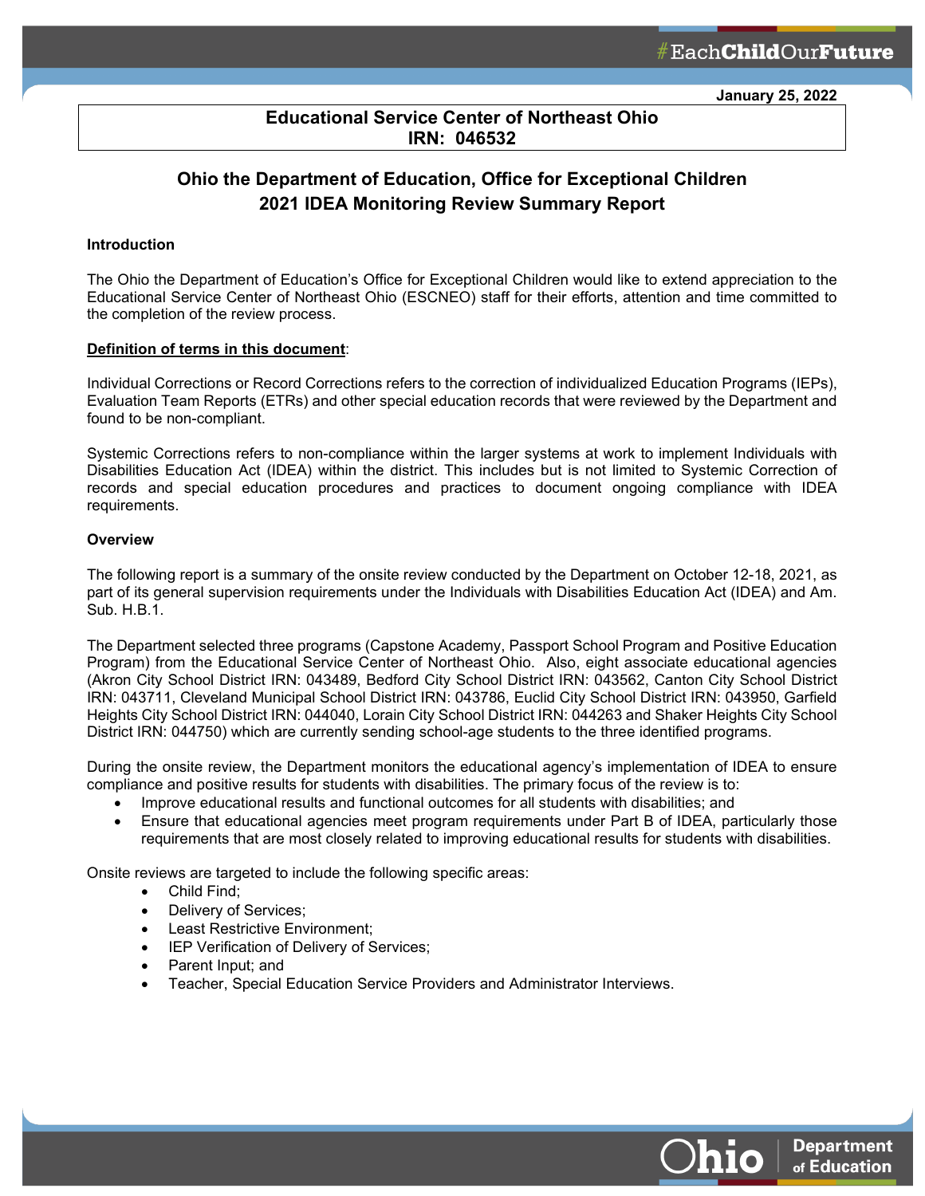January 25, 2022

**Educational Service Center of Northeast Ohio**
**IRN: 046532**

# Ohio the Department of Education, Office for Exceptional Children
# 2021 IDEA Monitoring Review Summary Report

**Introduction**

The Ohio the Department of Education's Office for Exceptional Children would like to extend appreciation to the Educational Service Center of Northeast Ohio (ESCNEO) staff for their efforts, attention and time committed to the completion of the review process.

**Definition of terms in this document**:

Individual Corrections or Record Corrections refers to the correction of individualized Education Programs (IEPs), Evaluation Team Reports (ETRs) and other special education records that were reviewed by the Department and found to be non-compliant.

Systemic Corrections refers to non-compliance within the larger systems at work to implement Individuals with Disabilities Education Act (IDEA) within the district. This includes but is not limited to Systemic Correction of records and special education procedures and practices to document ongoing compliance with IDEA requirements.

**Overview**

The following report is a summary of the onsite review conducted by the Department on October 12-18, 2021, as part of its general supervision requirements under the Individuals with Disabilities Education Act (IDEA) and Am. Sub. H.B.1.

The Department selected three programs (Capstone Academy, Passport School Program and Positive Education Program) from the Educational Service Center of Northeast Ohio. Also, eight associate educational agencies (Akron City School District IRN: 043489, Bedford City School District IRN: 043562, Canton City School District IRN: 043711, Cleveland Municipal School District IRN: 043786, Euclid City School District IRN: 043950, Garfield Heights City School District IRN: 044040, Lorain City School District IRN: 044263 and Shaker Heights City School District IRN: 044750) which are currently sending school-age students to the three identified programs.

During the onsite review, the Department monitors the educational agency's implementation of IDEA to ensure compliance and positive results for students with disabilities. The primary focus of the review is to:

- Improve educational results and functional outcomes for all students with disabilities; and
- Ensure that educational agencies meet program requirements under Part B of IDEA, particularly those requirements that are most closely related to improving educational results for students with disabilities.

Onsite reviews are targeted to include the following specific areas:

- Child Find;
- Delivery of Services;
- Least Restrictive Environment;
- IEP Verification of Delivery of Services;
- Parent Input; and
- Teacher, Special Education Service Providers and Administrator Interviews.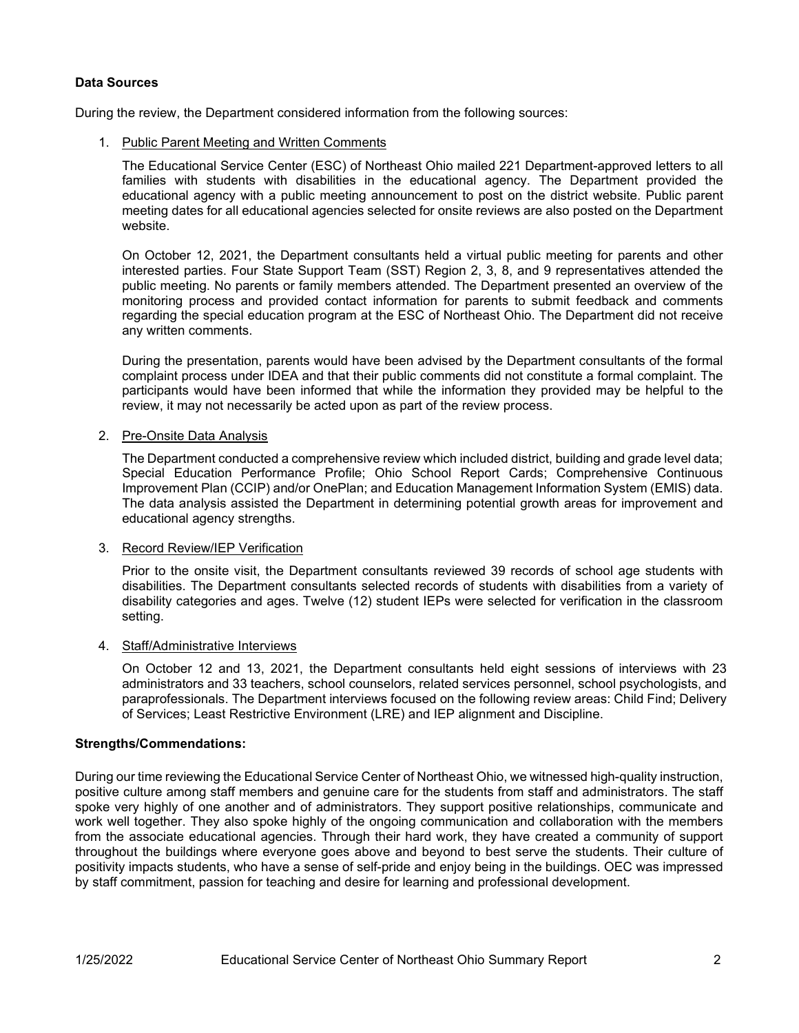**Data Sources**

During the review, the Department considered information from the following sources:

1. Public Parent Meeting and Written Comments

   The Educational Service Center (ESC) of Northeast Ohio mailed 221 Department-approved letters to all families with students with disabilities in the educational agency. The Department provided the educational agency with a public meeting announcement to post on the district website. Public parent meeting dates for all educational agencies selected for onsite reviews are also posted on the Department website.

   On October 12, 2021, the Department consultants held a virtual public meeting for parents and other interested parties. Four State Support Team (SST) Region 2, 3, 8, and 9 representatives attended the public meeting. No parents or family members attended. The Department presented an overview of the monitoring process and provided contact information for parents to submit feedback and comments regarding the special education program at the ESC of Northeast Ohio. The Department did not receive any written comments.

   During the presentation, parents would have been advised by the Department consultants of the formal complaint process under IDEA and that their public comments did not constitute a formal complaint. The participants would have been informed that while the information they provided may be helpful to the review, it may not necessarily be acted upon as part of the review process.

2. Pre-Onsite Data Analysis

   The Department conducted a comprehensive review which included district, building and grade level data; Special Education Performance Profile; Ohio School Report Cards; Comprehensive Continuous Improvement Plan (CCIP) and/or OnePlan; and Education Management Information System (EMIS) data. The data analysis assisted the Department in determining potential growth areas for improvement and educational agency strengths.

3. Record Review/IEP Verification

   Prior to the onsite visit, the Department consultants reviewed 39 records of school age students with disabilities. The Department consultants selected records of students with disabilities from a variety of disability categories and ages. Twelve (12) student IEPs were selected for verification in the classroom setting.

4. Staff/Administrative Interviews

   On October 12 and 13, 2021, the Department consultants held eight sessions of interviews with 23 administrators and 33 teachers, school counselors, related services personnel, school psychologists, and paraprofessionals. The Department interviews focused on the following review areas: Child Find; Delivery of Services; Least Restrictive Environment (LRE) and IEP alignment and Discipline.

**Strengths/Commendations:**

During our time reviewing the Educational Service Center of Northeast Ohio, we witnessed high-quality instruction, positive culture among staff members and genuine care for the students from staff and administrators. The staff spoke very highly of one another and of administrators. They support positive relationships, communicate and work well together. They also spoke highly of the ongoing communication and collaboration with the members from the associate educational agencies. Through their hard work, they have created a community of support throughout the buildings where everyone goes above and beyond to best serve the students. Their culture of positivity impacts students, who have a sense of self-pride and enjoy being in the buildings. OEC was impressed by staff commitment, passion for teaching and desire for learning and professional development.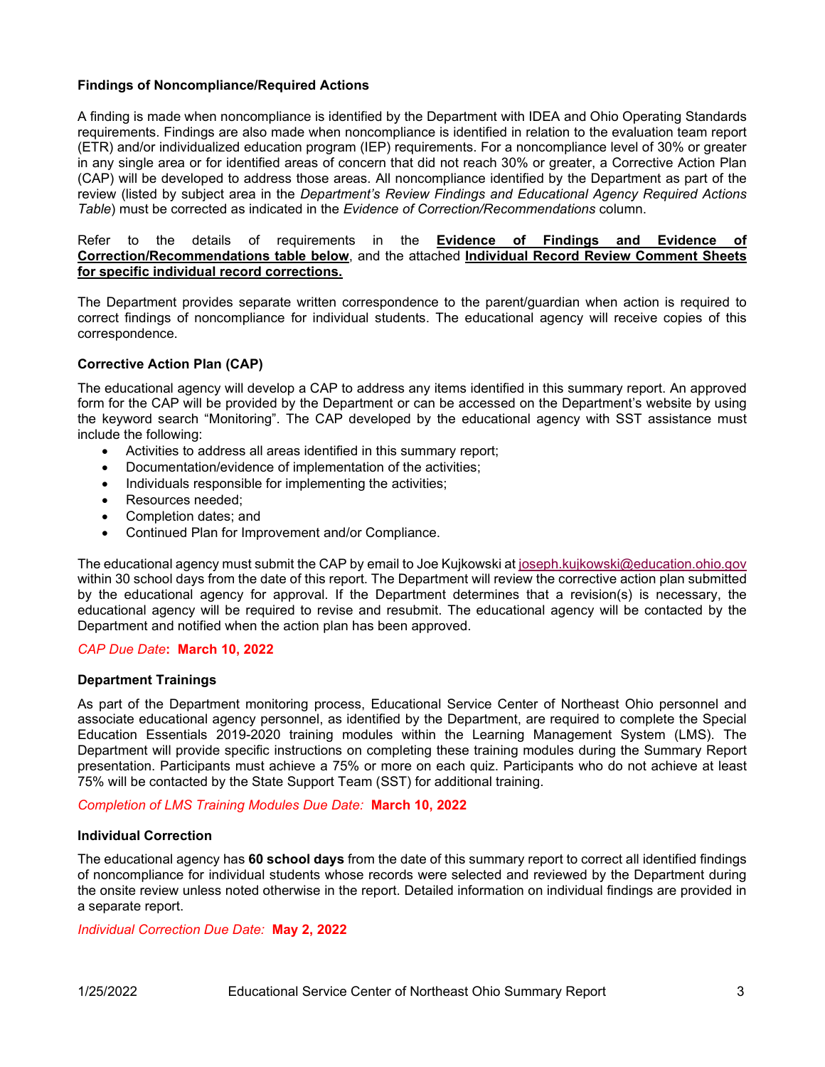### Findings of Noncompliance/Required Actions

A finding is made when noncompliance is identified by the Department with IDEA and Ohio Operating Standards requirements. Findings are also made when noncompliance is identified in relation to the evaluation team report (ETR) and/or individualized education program (IEP) requirements. For a noncompliance level of 30% or greater in any single area or for identified areas of concern that did not reach 30% or greater, a Corrective Action Plan (CAP) will be developed to address those areas. All noncompliance identified by the Department as part of the review (listed by subject area in the *Department's Review Findings and Educational Agency Required Actions Table*) must be corrected as indicated in the *Evidence of Correction/Recommendations* column.

Refer to the details of requirements in the **Evidence of Findings and Evidence of Correction/Recommendations table below**, and the attached **Individual Record Review Comment Sheets for specific individual record corrections.**

The Department provides separate written correspondence to the parent/guardian when action is required to correct findings of noncompliance for individual students. The educational agency will receive copies of this correspondence.

### Corrective Action Plan (CAP)

The educational agency will develop a CAP to address any items identified in this summary report. An approved form for the CAP will be provided by the Department or can be accessed on the Department's website by using the keyword search "Monitoring". The CAP developed by the educational agency with SST assistance must include the following:

- Activities to address all areas identified in this summary report;
- Documentation/evidence of implementation of the activities;
- Individuals responsible for implementing the activities;
- Resources needed;
- Completion dates; and
- Continued Plan for Improvement and/or Compliance.

The educational agency must submit the CAP by email to Joe Kujkowski at joseph.kujkowski@education.ohio.gov within 30 school days from the date of this report. The Department will review the corrective action plan submitted by the educational agency for approval. If the Department determines that a revision(s) is necessary, the educational agency will be required to revise and resubmit. The educational agency will be contacted by the Department and notified when the action plan has been approved.

*CAP Due Date*: **March 10, 2022**

### Department Trainings

As part of the Department monitoring process, Educational Service Center of Northeast Ohio personnel and associate educational agency personnel, as identified by the Department, are required to complete the Special Education Essentials 2019-2020 training modules within the Learning Management System (LMS). The Department will provide specific instructions on completing these training modules during the Summary Report presentation. Participants must achieve a 75% or more on each quiz. Participants who do not achieve at least 75% will be contacted by the State Support Team (SST) for additional training.

*Completion of LMS Training Modules Due Date:* **March 10, 2022**

### Individual Correction

The educational agency has **60 school days** from the date of this summary report to correct all identified findings of noncompliance for individual students whose records were selected and reviewed by the Department during the onsite review unless noted otherwise in the report. Detailed information on individual findings are provided in a separate report.

*Individual Correction Due Date:* **May 2, 2022**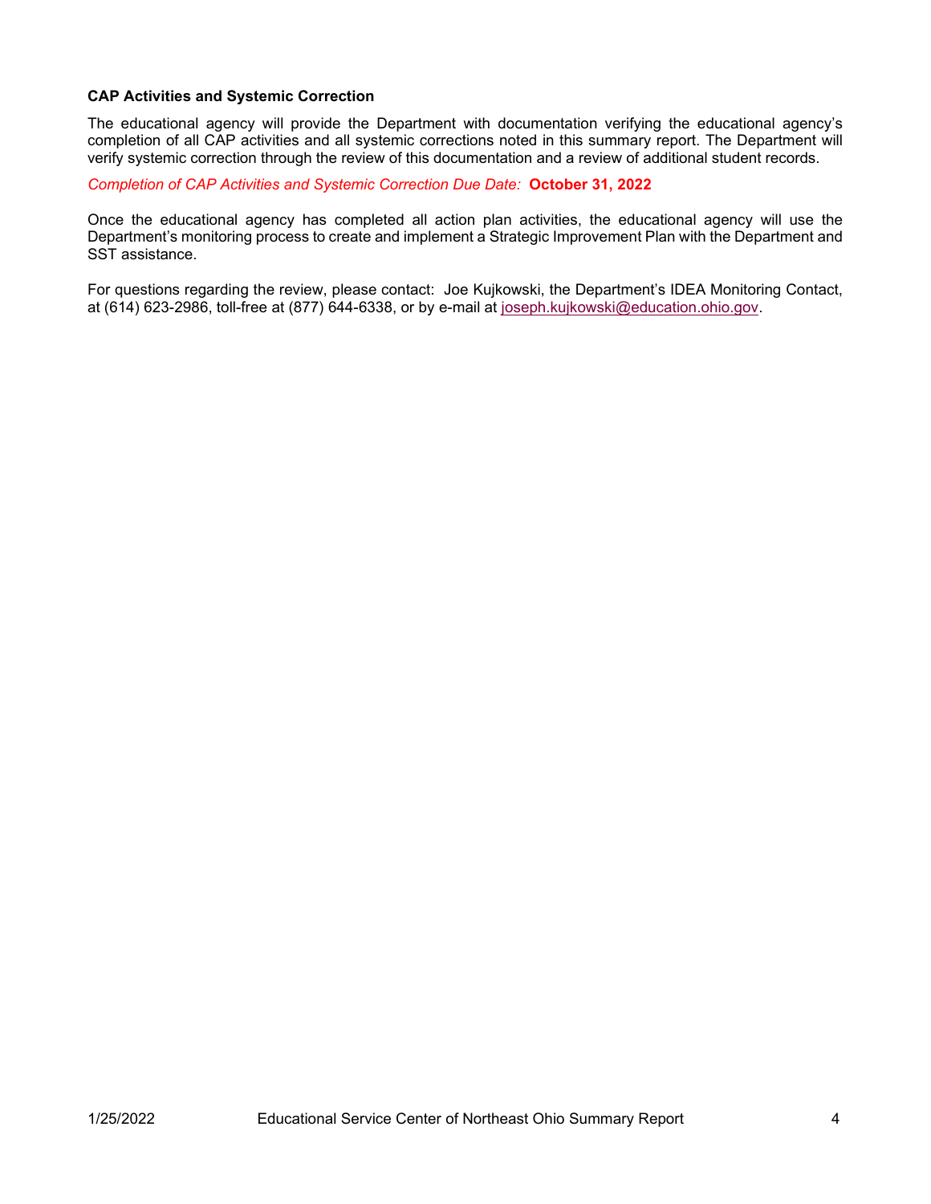**CAP Activities and Systemic Correction**

The educational agency will provide the Department with documentation verifying the educational agency's completion of all CAP activities and all systemic corrections noted in this summary report. The Department will verify systemic correction through the review of this documentation and a review of additional student records.

*Completion of CAP Activities and Systemic Correction Due Date:* **October 31, 2022**

Once the educational agency has completed all action plan activities, the educational agency will use the Department's monitoring process to create and implement a Strategic Improvement Plan with the Department and SST assistance.

For questions regarding the review, please contact: Joe Kujkowski, the Department's IDEA Monitoring Contact, at (614) 623-2986, toll-free at (877) 644-6338, or by e-mail at joseph.kujkowski@education.ohio.gov.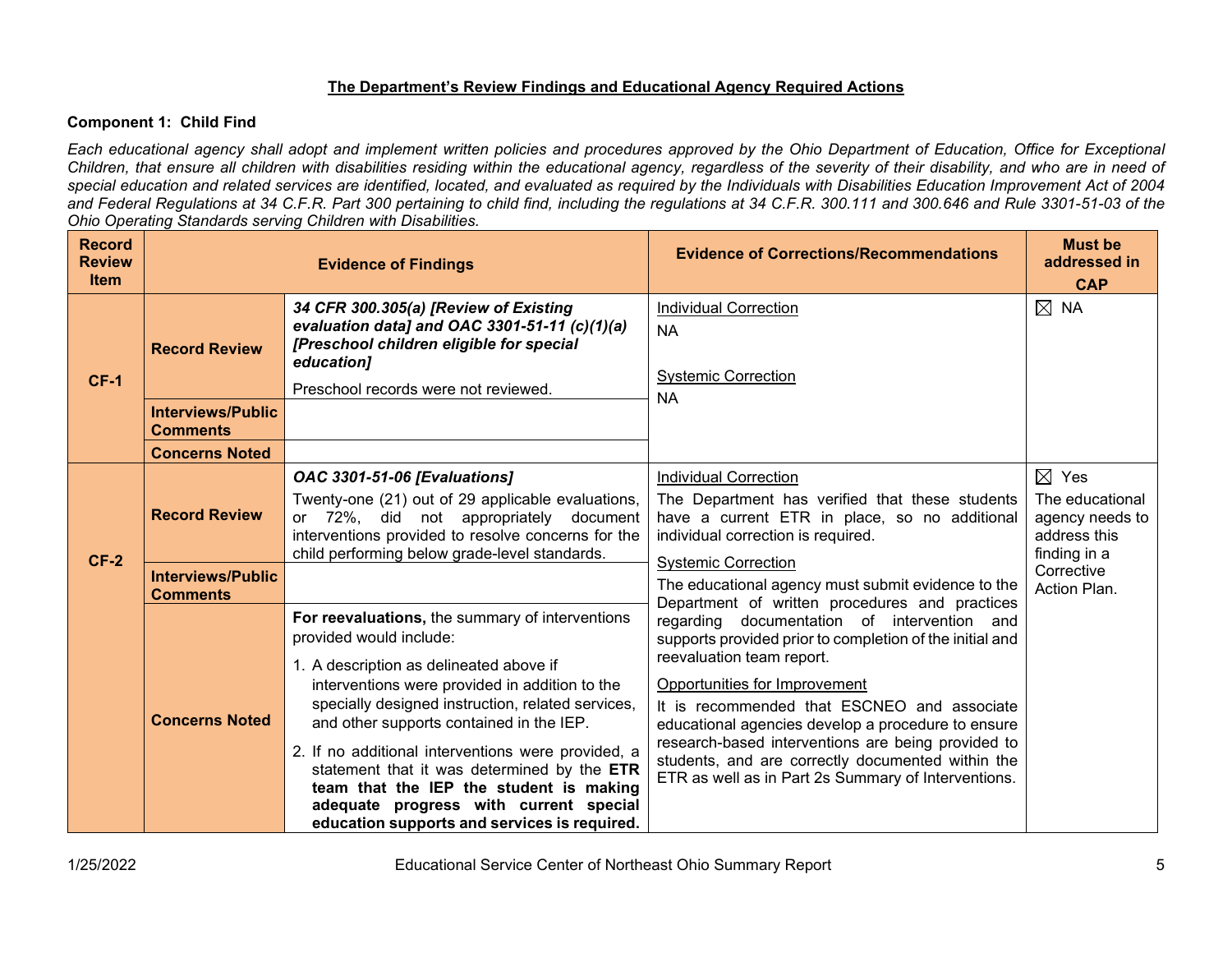## The Department's Review Findings and Educational Agency Required Actions

### Component 1: Child Find

*Each educational agency shall adopt and implement written policies and procedures approved by the Ohio Department of Education, Office for Exceptional Children, that ensure all children with disabilities residing within the educational agency, regardless of the severity of their disability, and who are in need of special education and related services are identified, located, and evaluated as required by the Individuals with Disabilities Education Improvement Act of 2004 and Federal Regulations at 34 C.F.R. Part 300 pertaining to child find, including the regulations at 34 C.F.R. 300.111 and 300.646 and Rule 3301-51-03 of the Ohio Operating Standards serving Children with Disabilities.*

| Record Review Item | Evidence of Findings | | Evidence of Corrections/Recommendations | Must be addressed in CAP |
|---|---|---|---|---|
| CF-1 | **Record Review** | ***34 CFR 300.305(a) [Review of Existing evaluation data] and OAC 3301-51-11 (c)(1)(a) [Preschool children eligible for special education]***<br><br>Preschool records were not reviewed. | Individual Correction<br>NA<br><br>Systemic Correction<br>NA | ☒ NA |
| | **Interviews/Public Comments** | | | |
| | **Concerns Noted** | | | |
| CF-2 | **Record Review** | ***OAC 3301-51-06 [Evaluations]***<br><br>Twenty-one (21) out of 29 applicable evaluations, or 72%, did not appropriately document interventions provided to resolve concerns for the child performing below grade-level standards. | Individual Correction<br>The Department has verified that these students have a current ETR in place, so no additional individual correction is required.<br><br>Systemic Correction<br>The educational agency must submit evidence to the Department of written procedures and practices regarding documentation of intervention and supports provided prior to completion of the initial and reevaluation team report.<br><br>Opportunities for Improvement<br>It is recommended that ESCNEO and associate educational agencies develop a procedure to ensure research-based interventions are being provided to students, and are correctly documented within the ETR as well as in Part 2s Summary of Interventions. | ☒ Yes<br>The educational agency needs to address this finding in a Corrective Action Plan. |
| | **Interviews/Public Comments** | | | |
| | **Concerns Noted** | **For reevaluations,** the summary of interventions provided would include:<br><br>1. A description as delineated above if interventions were provided in addition to the specially designed instruction, related services, and other supports contained in the IEP.<br>2. If no additional interventions were provided, a statement that it was determined by the **ETR team that the IEP the student is making adequate progress with current special education supports and services is required.** | | |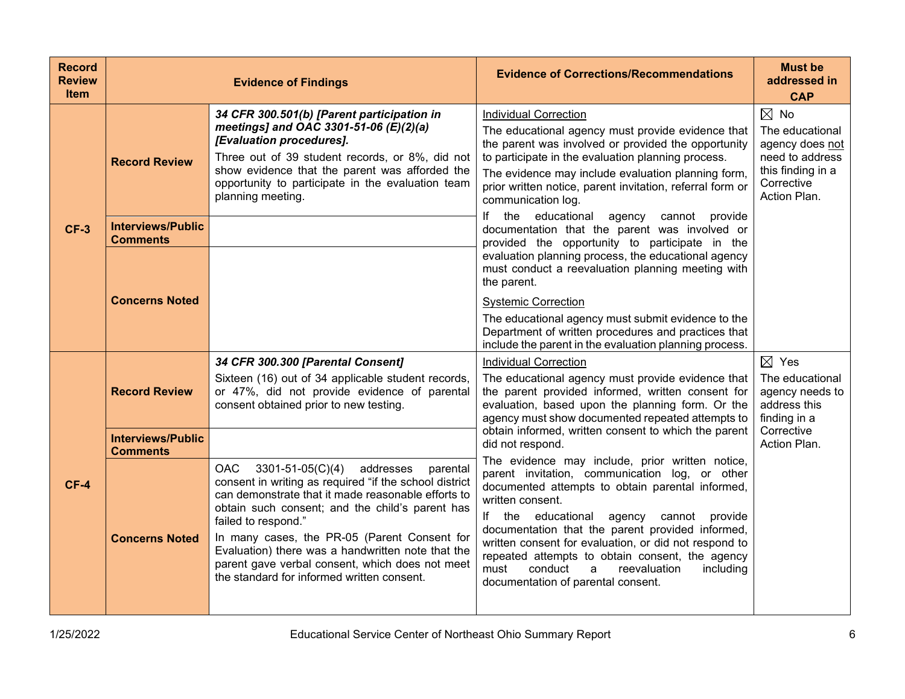| Record Review Item | Evidence of Findings | | Evidence of Corrections/Recommendations | Must be addressed in CAP |
|---|---|---|---|---|
| CF-3 | **Record Review** | ***34 CFR 300.501(b) [Parent participation in meetings] and OAC 3301-51-06 (E)(2)(a) [Evaluation procedures].*** Three out of 39 student records, or 8%, did not show evidence that the parent was afforded the opportunity to participate in the evaluation team planning meeting. | Individual Correction<br>The educational agency must provide evidence that the parent was involved or provided the opportunity to participate in the evaluation planning process.<br>The evidence may include evaluation planning form, prior written notice, parent invitation, referral form or communication log.<br>If the educational agency cannot provide documentation that the parent was involved or provided the opportunity to participate in the evaluation planning process, the educational agency must conduct a reevaluation planning meeting with the parent.<br>Systemic Correction<br>The educational agency must submit evidence to the Department of written procedures and practices that include the parent in the evaluation planning process. | ☒ No<br>The educational agency does not need to address this finding in a Corrective Action Plan. |
| | **Interviews/Public Comments** | | | |
| | **Concerns Noted** | | | |
| CF-4 | **Record Review** | ***34 CFR 300.300 [Parental Consent]***<br>Sixteen (16) out of 34 applicable student records, or 47%, did not provide evidence of parental consent obtained prior to new testing. | Individual Correction<br>The educational agency must provide evidence that the parent provided informed, written consent for evaluation, based upon the planning form. Or the agency must show documented repeated attempts to obtain informed, written consent to which the parent did not respond.<br>The evidence may include, prior written notice, parent invitation, communication log, or other documented attempts to obtain parental informed, written consent.<br>If the educational agency cannot provide documentation that the parent provided informed, written consent for evaluation, or did not respond to repeated attempts to obtain consent, the agency must conduct a reevaluation including documentation of parental consent. | ☒ Yes<br>The educational agency needs to address this finding in a Corrective Action Plan. |
| | **Interviews/Public Comments** | | | |
| | **Concerns Noted** | OAC 3301-51-05(C)(4) addresses parental consent in writing as required "if the school district can demonstrate that it made reasonable efforts to obtain such consent; and the child's parent has failed to respond."<br>In many cases, the PR-05 (Parent Consent for Evaluation) there was a handwritten note that the parent gave verbal consent, which does not meet the standard for informed written consent. | | |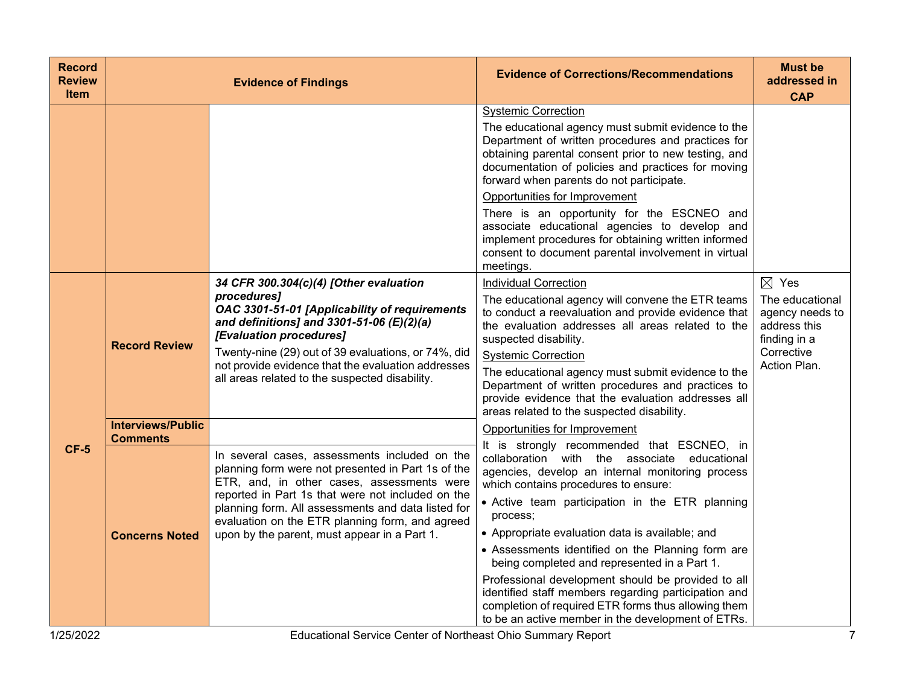| Record Review Item | Evidence of Findings | | Evidence of Corrections/Recommendations | Must be addressed in CAP |
|---|---|---|---|---|
| | | | Systemic Correction<br>The educational agency must submit evidence to the Department of written procedures and practices for obtaining parental consent prior to new testing, and documentation of policies and practices for moving forward when parents do not participate.<br>Opportunities for Improvement<br>There is an opportunity for the ESCNEO and associate educational agencies to develop and implement procedures for obtaining written informed consent to document parental involvement in virtual meetings. | |
| **CF-5** | **Record Review** | ***34 CFR 300.304(c)(4) [Other evaluation procedures]***<br>***OAC 3301-51-01 [Applicability of requirements and definitions] and 3301-51-06 (E)(2)(a) [Evaluation procedures]***<br>Twenty-nine (29) out of 39 evaluations, or 74%, did not provide evidence that the evaluation addresses all areas related to the suspected disability. | Individual Correction<br>The educational agency will convene the ETR teams to conduct a reevaluation and provide evidence that the evaluation addresses all areas related to the suspected disability.<br>Systemic Correction<br>The educational agency must submit evidence to the Department of written procedures and practices to provide evidence that the evaluation addresses all areas related to the suspected disability.<br>Opportunities for Improvement<br>It is strongly recommended that ESCNEO, in collaboration with the associate educational agencies, develop an internal monitoring process which contains procedures to ensure:<br>• Active team participation in the ETR planning process;<br>• Appropriate evaluation data is available; and<br>• Assessments identified on the Planning form are being completed and represented in a Part 1.<br>Professional development should be provided to all identified staff members regarding participation and completion of required ETR forms thus allowing them to be an active member in the development of ETRs. | ☒ Yes<br>The educational agency needs to address this finding in a Corrective Action Plan. |
| | **Interviews/Public Comments** | | | |
| | **Concerns Noted** | In several cases, assessments included on the planning form were not presented in Part 1s of the ETR, and, in other cases, assessments were reported in Part 1s that were not included on the planning form. All assessments and data listed for evaluation on the ETR planning form, and agreed upon by the parent, must appear in a Part 1. | | |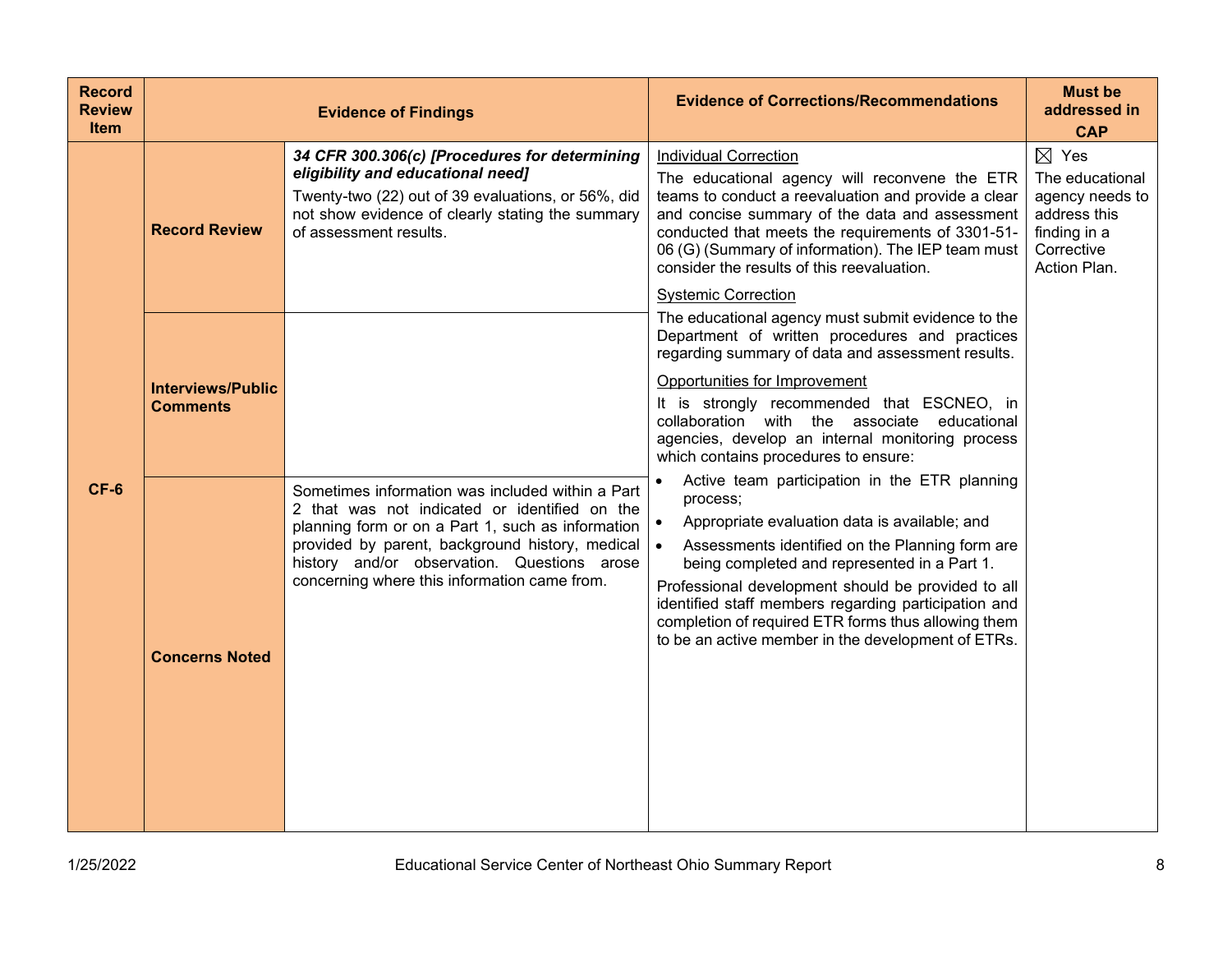| Record Review Item | Evidence of Findings | | Evidence of Corrections/Recommendations | Must be addressed in CAP |
|---|---|---|---|---|
| CF-6 | **Record Review** | ***34 CFR 300.306(c) [Procedures for determining eligibility and educational need]***<br>Twenty-two (22) out of 39 evaluations, or 56%, did not show evidence of clearly stating the summary of assessment results. | <u>Individual Correction</u><br>The educational agency will reconvene the ETR teams to conduct a reevaluation and provide a clear and concise summary of the data and assessment conducted that meets the requirements of 3301-51-06 (G) (Summary of information). The IEP team must consider the results of this reevaluation.<br><u>Systemic Correction</u><br>The educational agency must submit evidence to the Department of written procedures and practices regarding summary of data and assessment results.<br><u>Opportunities for Improvement</u><br>It is strongly recommended that ESCNEO, in collaboration with the associate educational agencies, develop an internal monitoring process which contains procedures to ensure:<br>• Active team participation in the ETR planning process;<br>• Appropriate evaluation data is available; and<br>• Assessments identified on the Planning form are being completed and represented in a Part 1.<br>Professional development should be provided to all identified staff members regarding participation and completion of required ETR forms thus allowing them to be an active member in the development of ETRs. | ☒ Yes<br>The educational agency needs to address this finding in a Corrective Action Plan. |
| | **Interviews/Public Comments** | | | |
| | **Concerns Noted** | Sometimes information was included within a Part 2 that was not indicated or identified on the planning form or on a Part 1, such as information provided by parent, background history, medical history and/or observation. Questions arose concerning where this information came from. | | |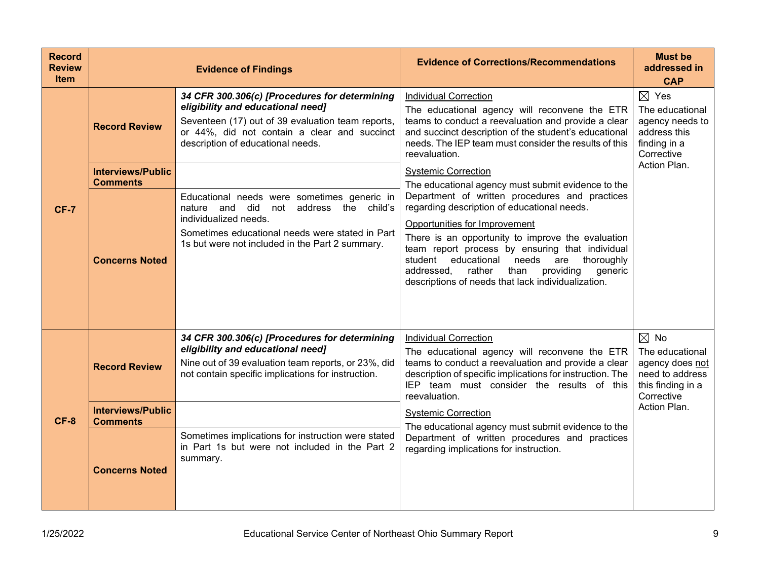| Record Review Item | Evidence of Findings | | Evidence of Corrections/Recommendations | Must be addressed in CAP |
|---|---|---|---|---|
| CF-7 | Record Review | ***34 CFR 300.306(c) [Procedures for determining eligibility and educational need]***<br>Seventeen (17) out of 39 evaluation team reports, or 44%, did not contain a clear and succinct description of educational needs. | <u>Individual Correction</u><br>The educational agency will reconvene the ETR teams to conduct a reevaluation and provide a clear and succinct description of the student's educational needs. The IEP team must consider the results of this reevaluation.<br><u>Systemic Correction</u><br>The educational agency must submit evidence to the Department of written procedures and practices regarding description of educational needs.<br><u>Opportunities for Improvement</u><br>There is an opportunity to improve the evaluation team report process by ensuring that individual student educational needs are thoroughly addressed, rather than providing generic descriptions of needs that lack individualization. | ☒ Yes<br>The educational agency needs to address this finding in a Corrective Action Plan. |
| | Interviews/Public Comments | | | |
| | Concerns Noted | Educational needs were sometimes generic in nature and did not address the child's individualized needs.<br>Sometimes educational needs were stated in Part 1s but were not included in the Part 2 summary. | | |
| CF-8 | Record Review | ***34 CFR 300.306(c) [Procedures for determining eligibility and educational need]***<br>Nine out of 39 evaluation team reports, or 23%, did not contain specific implications for instruction. | <u>Individual Correction</u><br>The educational agency will reconvene the ETR teams to conduct a reevaluation and provide a clear description of specific implications for instruction. The IEP team must consider the results of this reevaluation.<br><u>Systemic Correction</u><br>The educational agency must submit evidence to the Department of written procedures and practices regarding implications for instruction. | ☒ No<br>The educational agency does <u>not</u> need to address this finding in a Corrective Action Plan. |
| | Interviews/Public Comments | | | |
| | Concerns Noted | Sometimes implications for instruction were stated in Part 1s but were not included in the Part 2 summary. | | |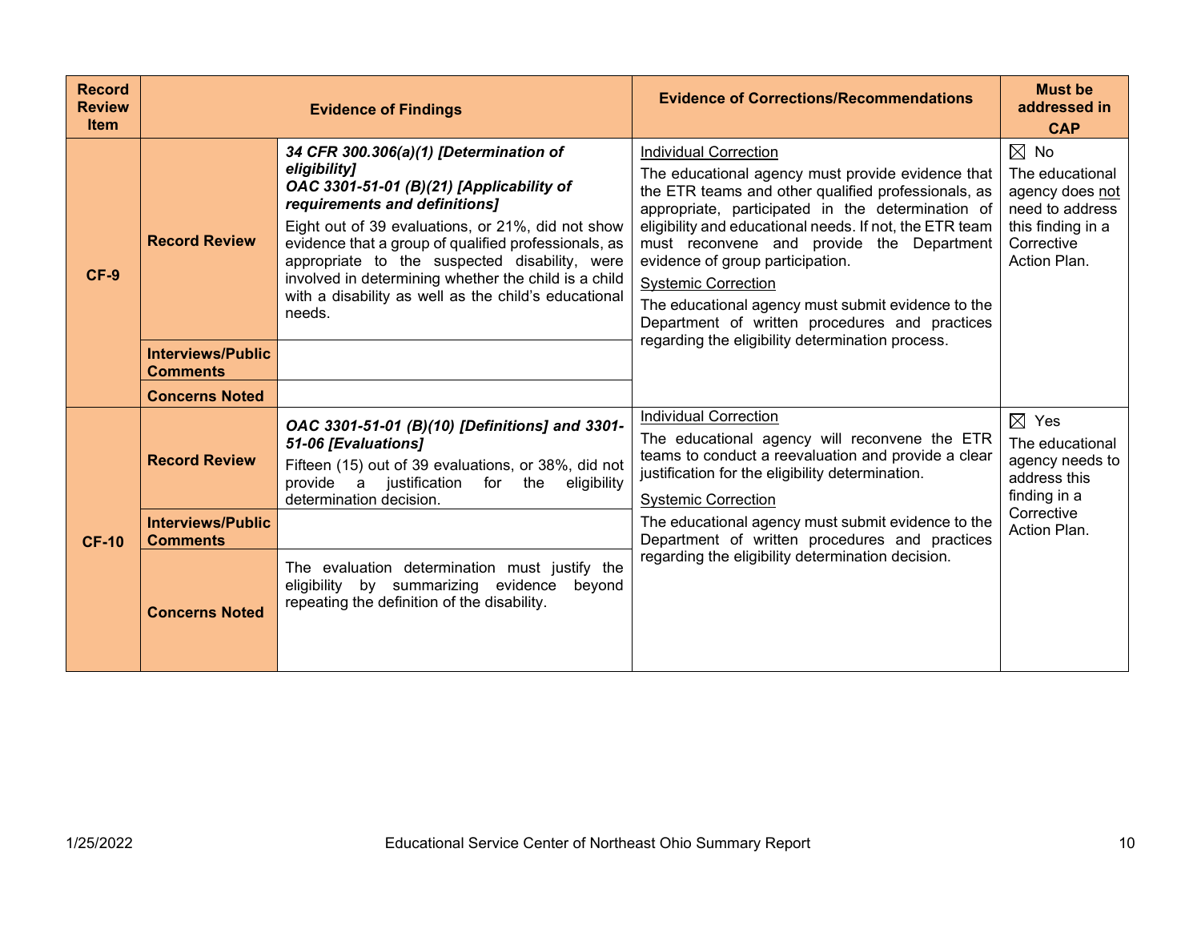| Record Review Item | Evidence of Findings | | Evidence of Corrections/Recommendations | Must be addressed in CAP |
|---|---|---|---|---|
| **CF-9** | **Record Review** | ***34 CFR 300.306(a)(1) [Determination of eligibility]***<br>***OAC 3301-51-01 (B)(21) [Applicability of requirements and definitions]***<br>Eight out of 39 evaluations, or 21%, did not show evidence that a group of qualified professionals, as appropriate to the suspected disability, were involved in determining whether the child is a child with a disability as well as the child's educational needs. | Individual Correction<br>The educational agency must provide evidence that the ETR teams and other qualified professionals, as appropriate, participated in the determination of eligibility and educational needs. If not, the ETR team must reconvene and provide the Department evidence of group participation.<br>Systemic Correction<br>The educational agency must submit evidence to the Department of written procedures and practices regarding the eligibility determination process. | ☒ No<br>The educational agency does not need to address this finding in a Corrective Action Plan. |
| | **Interviews/Public Comments** | | | |
| | **Concerns Noted** | | | |
| **CF-10** | **Record Review** | ***OAC 3301-51-01 (B)(10) [Definitions] and 3301-51-06 [Evaluations]***<br>Fifteen (15) out of 39 evaluations, or 38%, did not provide a justification for the eligibility determination decision. | Individual Correction<br>The educational agency will reconvene the ETR teams to conduct a reevaluation and provide a clear justification for the eligibility determination.<br>Systemic Correction<br>The educational agency must submit evidence to the Department of written procedures and practices regarding the eligibility determination decision. | ☒ Yes<br>The educational agency needs to address this finding in a Corrective Action Plan. |
| | **Interviews/Public Comments** | | | |
| | **Concerns Noted** | The evaluation determination must justify the eligibility by summarizing evidence beyond repeating the definition of the disability. | | |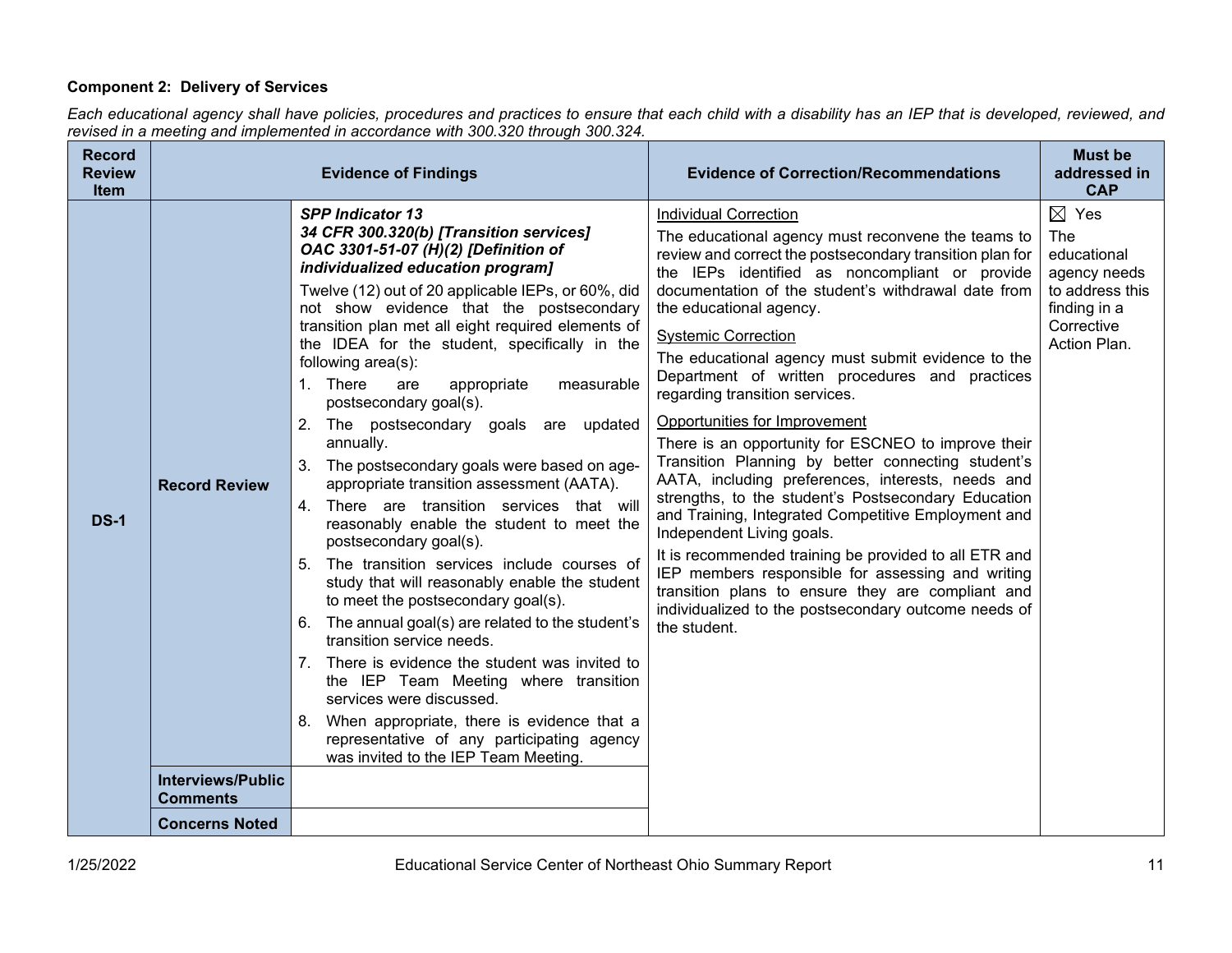**Component 2: Delivery of Services**

*Each educational agency shall have policies, procedures and practices to ensure that each child with a disability has an IEP that is developed, reviewed, and revised in a meeting and implemented in accordance with 300.320 through 300.324.*

| Record Review Item | Evidence of Findings | | Evidence of Correction/Recommendations | Must be addressed in CAP |
|---|---|---|---|---|
| **DS-1** | **Record Review** | ***SPP Indicator 13*** <br> ***34 CFR 300.320(b) [Transition services]*** <br> ***OAC 3301-51-07 (H)(2) [Definition of individualized education program]*** <br> Twelve (12) out of 20 applicable IEPs, or 60%, did not show evidence that the postsecondary transition plan met all eight required elements of the IDEA for the student, specifically in the following area(s): <br> 1. There are appropriate measurable postsecondary goal(s). <br> 2. The postsecondary goals are updated annually. <br> 3. The postsecondary goals were based on age-appropriate transition assessment (AATA). <br> 4. There are transition services that will reasonably enable the student to meet the postsecondary goal(s). <br> 5. The transition services include courses of study that will reasonably enable the student to meet the postsecondary goal(s). <br> 6. The annual goal(s) are related to the student's transition service needs. <br> 7. There is evidence the student was invited to the IEP Team Meeting where transition services were discussed. <br> 8. When appropriate, there is evidence that a representative of any participating agency was invited to the IEP Team Meeting. | <u>Individual Correction</u> <br> The educational agency must reconvene the teams to review and correct the postsecondary transition plan for the IEPs identified as noncompliant or provide documentation of the student's withdrawal date from the educational agency. <br> <u>Systemic Correction</u> <br> The educational agency must submit evidence to the Department of written procedures and practices regarding transition services. <br> <u>Opportunities for Improvement</u> <br> There is an opportunity for ESCNEO to improve their Transition Planning by better connecting student's AATA, including preferences, interests, needs and strengths, to the student's Postsecondary Education and Training, Integrated Competitive Employment and Independent Living goals. <br> It is recommended training be provided to all ETR and IEP members responsible for assessing and writing transition plans to ensure they are compliant and individualized to the postsecondary outcome needs of the student. | ☒ Yes <br> The educational agency needs to address this finding in a Corrective Action Plan. |
| | **Interviews/Public Comments** | | | |
| | **Concerns Noted** | | | |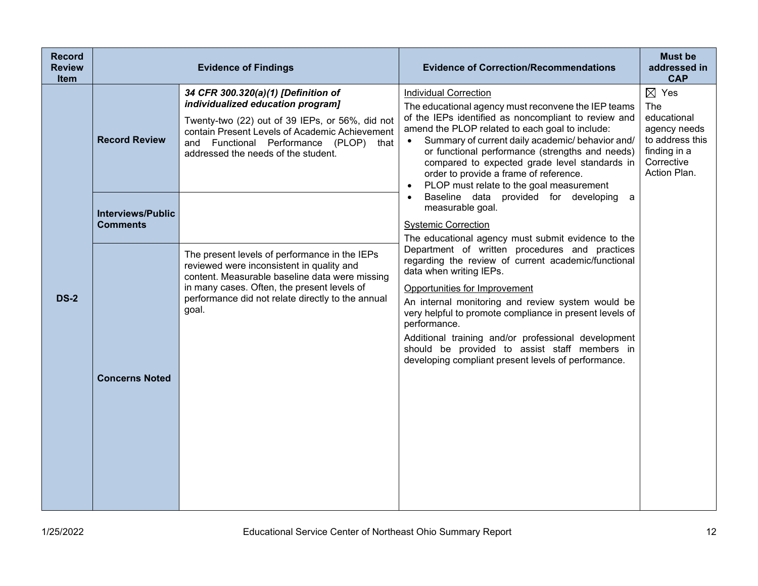| Record Review Item | Evidence of Findings | | Evidence of Correction/Recommendations | Must be addressed in CAP |
|---|---|---|---|---|
| DS-2 | **Record Review** | ***34 CFR 300.320(a)(1) [Definition of individualized education program]***<br><br>Twenty-two (22) out of 39 IEPs, or 56%, did not contain Present Levels of Academic Achievement and Functional Performance (PLOP) that addressed the needs of the student. | Individual Correction<br><br>The educational agency must reconvene the IEP teams of the IEPs identified as noncompliant to review and amend the PLOP related to each goal to include:<br>• Summary of current daily academic/ behavior and/ or functional performance (strengths and needs) compared to expected grade level standards in order to provide a frame of reference.<br>• PLOP must relate to the goal measurement<br>• Baseline data provided for developing a measurable goal.<br><br>Systemic Correction<br><br>The educational agency must submit evidence to the Department of written procedures and practices regarding the review of current academic/functional data when writing IEPs.<br><br>Opportunities for Improvement<br><br>An internal monitoring and review system would be very helpful to promote compliance in present levels of performance.<br><br>Additional training and/or professional development should be provided to assist staff members in developing compliant present levels of performance. | ☒ Yes<br>The educational agency needs to address this finding in a Corrective Action Plan. |
| | **Interviews/Public Comments** | | | |
| | **Concerns Noted** | The present levels of performance in the IEPs reviewed were inconsistent in quality and content. Measurable baseline data were missing in many cases. Often, the present levels of performance did not relate directly to the annual goal. | | |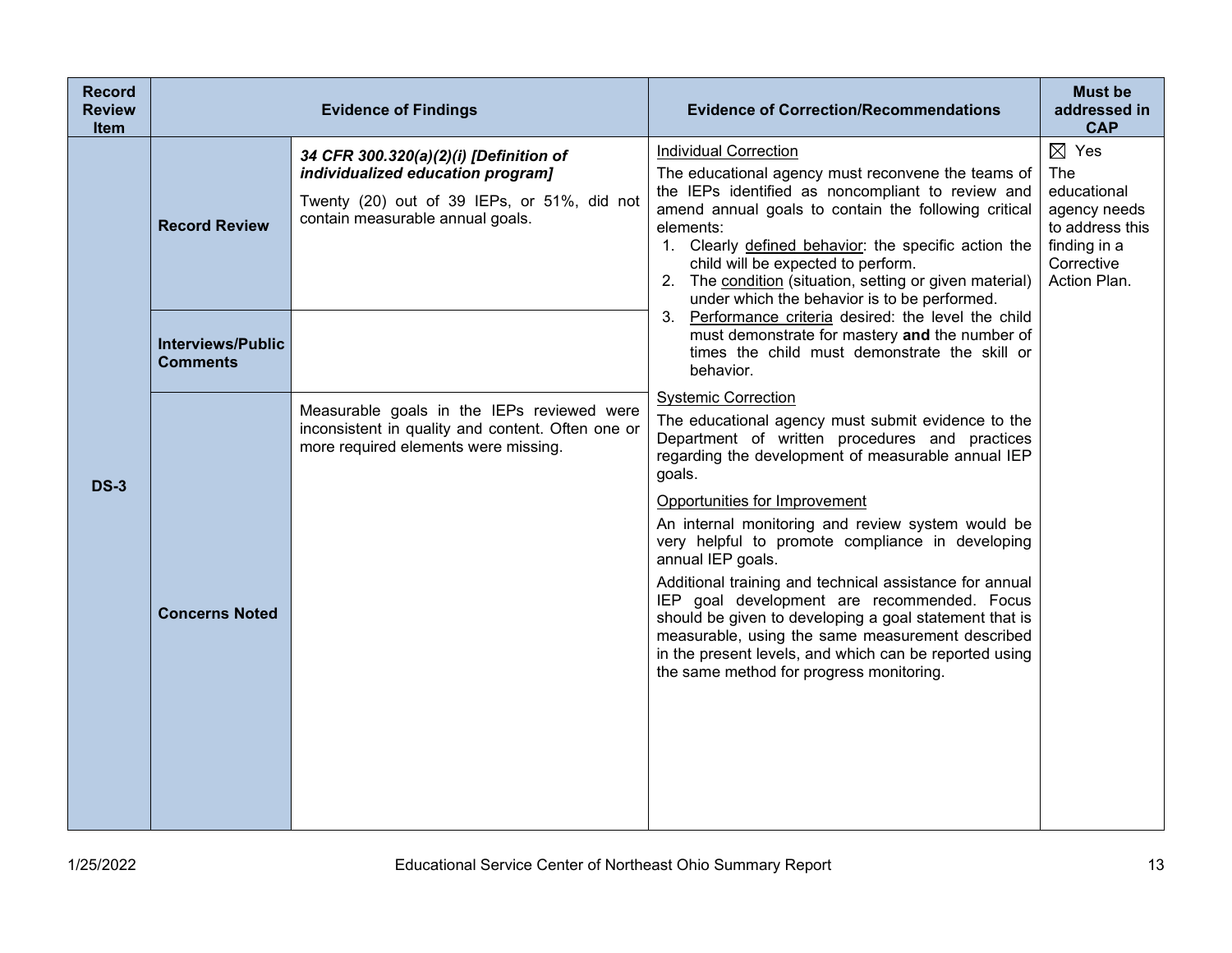| Record Review Item | Evidence of Findings | | Evidence of Correction/Recommendations | Must be addressed in CAP |
|---|---|---|---|---|
| DS-3 | **Record Review** | ***34 CFR 300.320(a)(2)(i) [Definition of individualized education program]***<br><br>Twenty (20) out of 39 IEPs, or 51%, did not contain measurable annual goals. | Individual Correction<br><br>The educational agency must reconvene the teams of the IEPs identified as noncompliant to review and amend annual goals to contain the following critical elements:<br>1. Clearly defined behavior: the specific action the child will be expected to perform.<br>2. The condition (situation, setting or given material) under which the behavior is to be performed.<br>3. Performance criteria desired: the level the child must demonstrate for mastery **and** the number of times the child must demonstrate the skill or behavior.<br><br>Systemic Correction<br><br>The educational agency must submit evidence to the Department of written procedures and practices regarding the development of measurable annual IEP goals.<br><br>Opportunities for Improvement<br><br>An internal monitoring and review system would be very helpful to promote compliance in developing annual IEP goals.<br><br>Additional training and technical assistance for annual IEP goal development are recommended. Focus should be given to developing a goal statement that is measurable, using the same measurement described in the present levels, and which can be reported using the same method for progress monitoring. | ☒ Yes<br><br>The educational agency needs to address this finding in a Corrective Action Plan. |
| | **Interviews/Public Comments** | | | |
| | **Concerns Noted** | Measurable goals in the IEPs reviewed were inconsistent in quality and content. Often one or more required elements were missing. | | |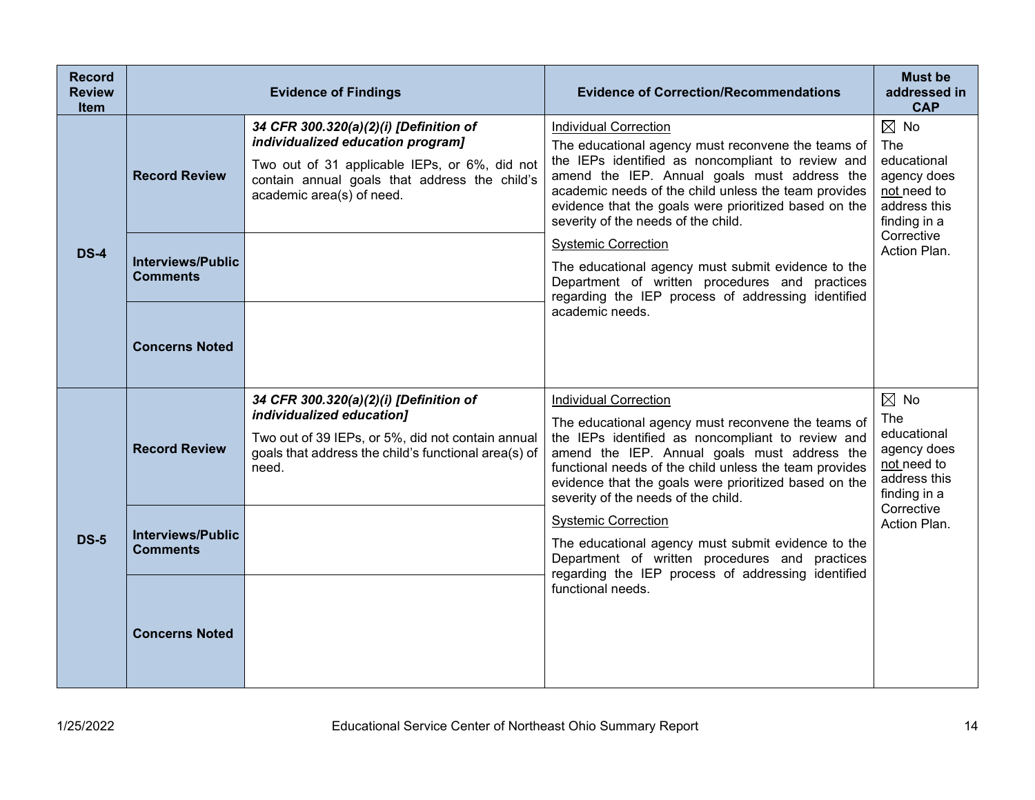| Record Review Item | Evidence of Findings | | Evidence of Correction/Recommendations | Must be addressed in CAP |
|---|---|---|---|---|
| DS-4 | Record Review | ***34 CFR 300.320(a)(2)(i) [Definition of individualized education program]***<br>Two out of 31 applicable IEPs, or 6%, did not contain annual goals that address the child's academic area(s) of need. | Individual Correction<br>The educational agency must reconvene the teams of the IEPs identified as noncompliant to review and amend the IEP. Annual goals must address the academic needs of the child unless the team provides evidence that the goals were prioritized based on the severity of the needs of the child.<br>Systemic Correction<br>The educational agency must submit evidence to the Department of written procedures and practices regarding the IEP process of addressing identified academic needs. | ☒ No<br>The educational agency does not need to address this finding in a Corrective Action Plan. |
| | Interviews/Public Comments | | | |
| | Concerns Noted | | | |
| DS-5 | Record Review | ***34 CFR 300.320(a)(2)(i) [Definition of individualized education]***<br>Two out of 39 IEPs, or 5%, did not contain annual goals that address the child's functional area(s) of need. | Individual Correction<br>The educational agency must reconvene the teams of the IEPs identified as noncompliant to review and amend the IEP. Annual goals must address the functional needs of the child unless the team provides evidence that the goals were prioritized based on the severity of the needs of the child.<br>Systemic Correction<br>The educational agency must submit evidence to the Department of written procedures and practices regarding the IEP process of addressing identified functional needs. | ☒ No<br>The educational agency does not need to address this finding in a Corrective Action Plan. |
| | Interviews/Public Comments | | | |
| | Concerns Noted | | | |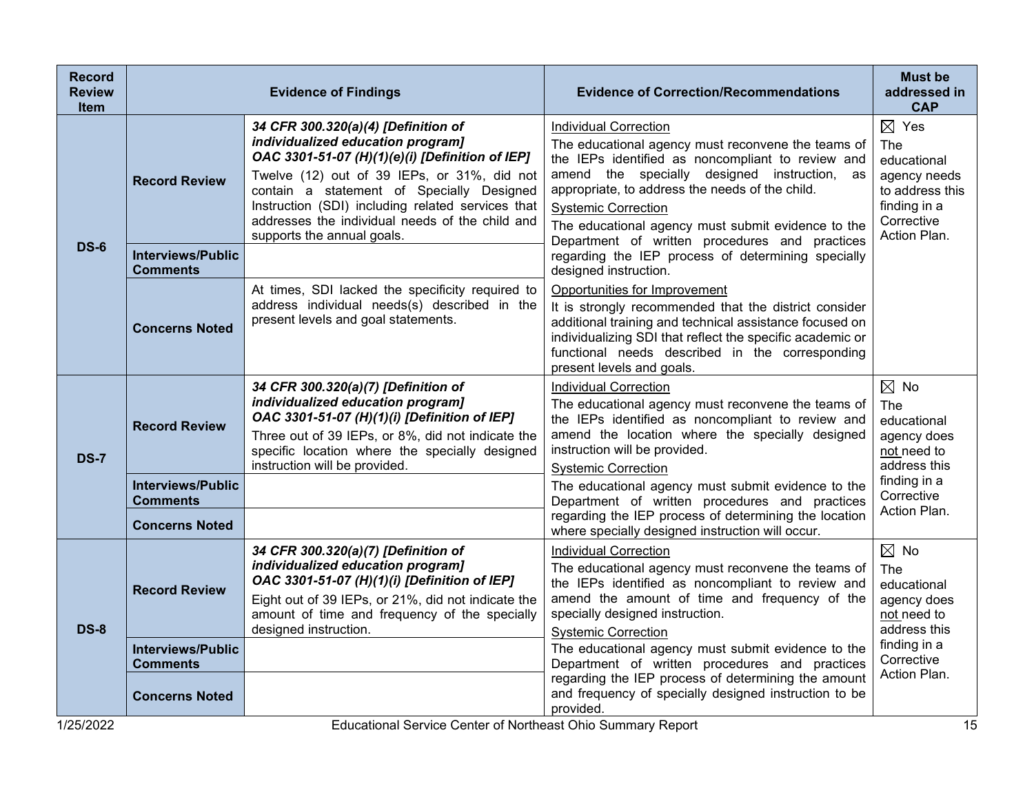| Record Review Item | Evidence of Findings | | Evidence of Correction/Recommendations | Must be addressed in CAP |
|---|---|---|---|---|
| DS-6 | Record Review | ***34 CFR 300.320(a)(4) [Definition of individualized education program]*** ***OAC 3301-51-07 (H)(1)(e)(i) [Definition of IEP]*** Twelve (12) out of 39 IEPs, or 31%, did not contain a statement of Specially Designed Instruction (SDI) including related services that addresses the individual needs of the child and supports the annual goals. | Individual Correction<br>The educational agency must reconvene the teams of the IEPs identified as noncompliant to review and amend the specially designed instruction, as appropriate, to address the needs of the child.<br>Systemic Correction<br>The educational agency must submit evidence to the Department of written procedures and practices regarding the IEP process of determining specially designed instruction.<br>Opportunities for Improvement<br>It is strongly recommended that the district consider additional training and technical assistance focused on individualizing SDI that reflect the specific academic or functional needs described in the corresponding present levels and goals. | ☒ Yes<br>The educational agency needs to address this finding in a Corrective Action Plan. |
| | Interviews/Public Comments | | | |
| | Concerns Noted | At times, SDI lacked the specificity required to address individual needs(s) described in the present levels and goal statements. | | |
| DS-7 | Record Review | ***34 CFR 300.320(a)(7) [Definition of individualized education program]*** ***OAC 3301-51-07 (H)(1)(i) [Definition of IEP]*** Three out of 39 IEPs, or 8%, did not indicate the specific location where the specially designed instruction will be provided. | Individual Correction<br>The educational agency must reconvene the teams of the IEPs identified as noncompliant to review and amend the location where the specially designed instruction will be provided.<br>Systemic Correction<br>The educational agency must submit evidence to the Department of written procedures and practices regarding the IEP process of determining the location where specially designed instruction will occur. | ☒ No<br>The educational agency does not need to address this finding in a Corrective Action Plan. |
| | Interviews/Public Comments | | | |
| | Concerns Noted | | | |
| DS-8 | Record Review | ***34 CFR 300.320(a)(7) [Definition of individualized education program]*** ***OAC 3301-51-07 (H)(1)(i) [Definition of IEP]*** Eight out of 39 IEPs, or 21%, did not indicate the amount of time and frequency of the specially designed instruction. | Individual Correction<br>The educational agency must reconvene the teams of the IEPs identified as noncompliant to review and amend the amount of time and frequency of the specially designed instruction.<br>Systemic Correction<br>The educational agency must submit evidence to the Department of written procedures and practices regarding the IEP process of determining the amount and frequency of specially designed instruction to be provided. | ☒ No<br>The educational agency does not need to address this finding in a Corrective Action Plan. |
| | Interviews/Public Comments | | | |
| | Concerns Noted | | | |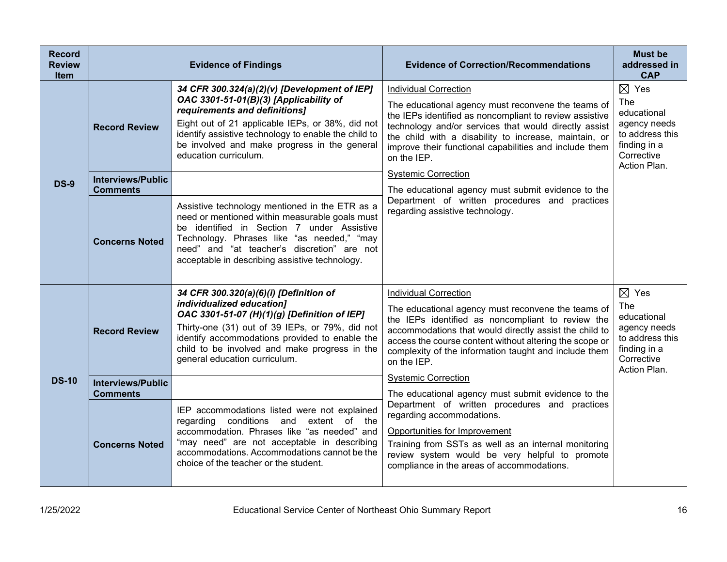| Record Review Item | Evidence of Findings | | Evidence of Correction/Recommendations | Must be addressed in CAP |
|---|---|---|---|---|
| DS-9 | Record Review | ***34 CFR 300.324(a)(2)(v) [Development of IEP]*** ***OAC 3301-51-01(B)(3) [Applicability of requirements and definitions]*** Eight out of 21 applicable IEPs, or 38%, did not identify assistive technology to enable the child to be involved and make progress in the general education curriculum. | Individual Correction<br>The educational agency must reconvene the teams of the IEPs identified as noncompliant to review assistive technology and/or services that would directly assist the child with a disability to increase, maintain, or improve their functional capabilities and include them on the IEP.<br>Systemic Correction<br>The educational agency must submit evidence to the Department of written procedures and practices regarding assistive technology. | ☒ Yes<br>The educational agency needs to address this finding in a Corrective Action Plan. |
| | Interviews/Public Comments | | | |
| | Concerns Noted | Assistive technology mentioned in the ETR as a need or mentioned within measurable goals must be identified in Section 7 under Assistive Technology. Phrases like "as needed," "may need" and "at teacher's discretion" are not acceptable in describing assistive technology. | | |
| DS-10 | Record Review | ***34 CFR 300.320(a)(6)(i) [Definition of individualized education]*** ***OAC 3301-51-07 (H)(1)(g) [Definition of IEP]*** Thirty-one (31) out of 39 IEPs, or 79%, did not identify accommodations provided to enable the child to be involved and make progress in the general education curriculum. | Individual Correction<br>The educational agency must reconvene the teams of the IEPs identified as noncompliant to review the accommodations that would directly assist the child to access the course content without altering the scope or complexity of the information taught and include them on the IEP.<br>Systemic Correction<br>The educational agency must submit evidence to the Department of written procedures and practices regarding accommodations.<br>Opportunities for Improvement<br>Training from SSTs as well as an internal monitoring review system would be very helpful to promote compliance in the areas of accommodations. | ☒ Yes<br>The educational agency needs to address this finding in a Corrective Action Plan. |
| | Interviews/Public Comments | | | |
| | Concerns Noted | IEP accommodations listed were not explained regarding conditions and extent of the accommodation. Phrases like "as needed" and "may need" are not acceptable in describing accommodations. Accommodations cannot be the choice of the teacher or the student. | | |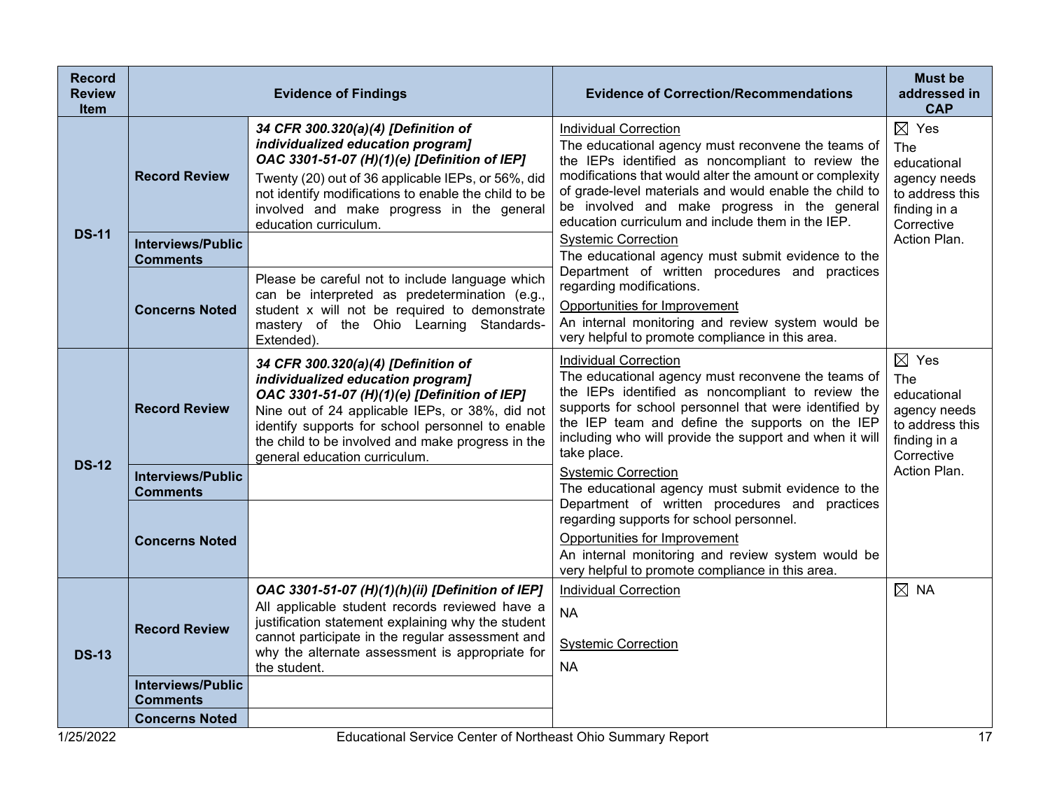| Record Review Item | Evidence of Findings | | Evidence of Correction/Recommendations | Must be addressed in CAP |
|---|---|---|---|---|
| DS-11 | Record Review | ***34 CFR 300.320(a)(4) [Definition of individualized education program]*** ***OAC 3301-51-07 (H)(1)(e) [Definition of IEP]*** Twenty (20) out of 36 applicable IEPs, or 56%, did not identify modifications to enable the child to be involved and make progress in the general education curriculum. | Individual Correction<br>The educational agency must reconvene the teams of the IEPs identified as noncompliant to review the modifications that would alter the amount or complexity of grade-level materials and would enable the child to be involved and make progress in the general education curriculum and include them in the IEP.<br>Systemic Correction<br>The educational agency must submit evidence to the Department of written procedures and practices regarding modifications.<br>Opportunities for Improvement<br>An internal monitoring and review system would be very helpful to promote compliance in this area. | ☒ Yes<br>The educational agency needs to address this finding in a Corrective Action Plan. |
| | Interviews/Public Comments | | | |
| | Concerns Noted | Please be careful not to include language which can be interpreted as predetermination (e.g., student x will not be required to demonstrate mastery of the Ohio Learning Standards-Extended). | | |
| DS-12 | Record Review | ***34 CFR 300.320(a)(4) [Definition of individualized education program]*** ***OAC 3301-51-07 (H)(1)(e) [Definition of IEP]*** Nine out of 24 applicable IEPs, or 38%, did not identify supports for school personnel to enable the child to be involved and make progress in the general education curriculum. | Individual Correction<br>The educational agency must reconvene the teams of the IEPs identified as noncompliant to review the supports for school personnel that were identified by the IEP team and define the supports on the IEP including who will provide the support and when it will take place.<br>Systemic Correction<br>The educational agency must submit evidence to the Department of written procedures and practices regarding supports for school personnel.<br>Opportunities for Improvement<br>An internal monitoring and review system would be very helpful to promote compliance in this area. | ☒ Yes<br>The educational agency needs to address this finding in a Corrective Action Plan. |
| | Interviews/Public Comments | | | |
| | Concerns Noted | | | |
| DS-13 | Record Review | ***OAC 3301-51-07 (H)(1)(h)(ii) [Definition of IEP]*** All applicable student records reviewed have a justification statement explaining why the student cannot participate in the regular assessment and why the alternate assessment is appropriate for the student. | Individual Correction<br>NA<br>Systemic Correction<br>NA | ☒ NA |
| | Interviews/Public Comments | | | |
| | Concerns Noted | | | |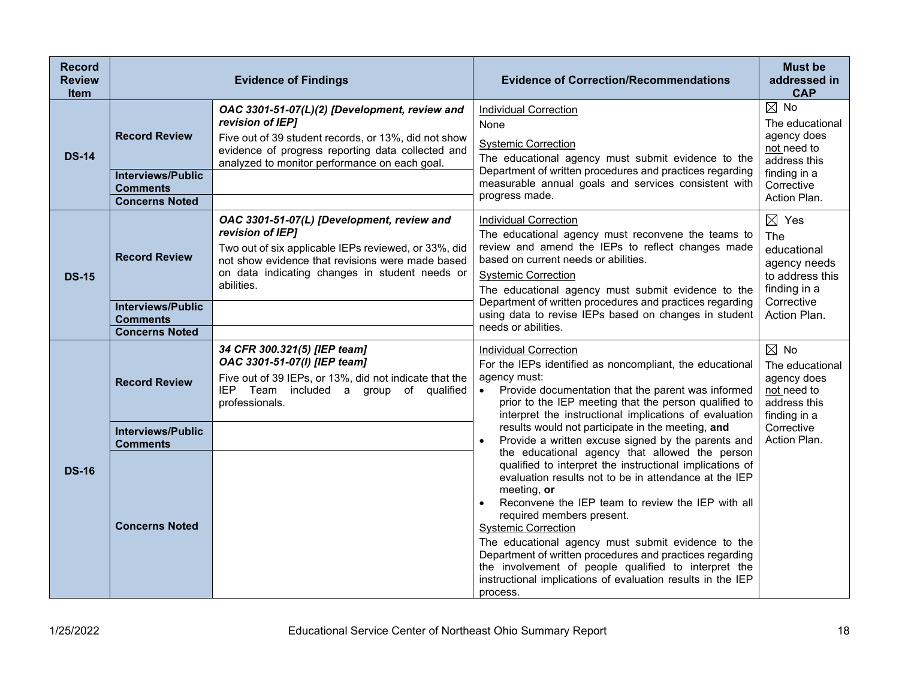| Record Review Item | Evidence of Findings | | Evidence of Correction/Recommendations | Must be addressed in CAP |
|---|---|---|---|---|
| DS-14 | Record Review | ***OAC 3301-51-07(L)(2) [Development, review and revision of IEP]*** Five out of 39 student records, or 13%, did not show evidence of progress reporting data collected and analyzed to monitor performance on each goal. | Individual Correction<br>None<br>Systemic Correction<br>The educational agency must submit evidence to the Department of written procedures and practices regarding measurable annual goals and services consistent with progress made. | ☒ No<br>The educational agency does not need to address this finding in a Corrective Action Plan. |
| | Interviews/Public Comments | | | |
| | Concerns Noted | | | |
| DS-15 | Record Review | ***OAC 3301-51-07(L) [Development, review and revision of IEP]*** Two out of six applicable IEPs reviewed, or 33%, did not show evidence that revisions were made based on data indicating changes in student needs or abilities. | Individual Correction<br>The educational agency must reconvene the teams to review and amend the IEPs to reflect changes made based on current needs or abilities.<br>Systemic Correction<br>The educational agency must submit evidence to the Department of written procedures and practices regarding using data to revise IEPs based on changes in student needs or abilities. | ☒ Yes<br>The educational agency needs to address this finding in a Corrective Action Plan. |
| | Interviews/Public Comments | | | |
| | Concerns Noted | | | |
| DS-16 | Record Review | ***34 CFR 300.321(5) [IEP team]*** ***OAC 3301-51-07(I) [IEP team]*** Five out of 39 IEPs, or 13%, did not indicate that the IEP Team included a group of qualified professionals. | Individual Correction<br>For the IEPs identified as noncompliant, the educational agency must:<br>• Provide documentation that the parent was informed prior to the IEP meeting that the person qualified to interpret the instructional implications of evaluation results would not participate in the meeting, **and**<br>• Provide a written excuse signed by the parents and the educational agency that allowed the person qualified to interpret the instructional implications of evaluation results not to be in attendance at the IEP meeting, **or**<br>• Reconvene the IEP team to review the IEP with all required members present.<br>Systemic Correction<br>The educational agency must submit evidence to the Department of written procedures and practices regarding the involvement of people qualified to interpret the instructional implications of evaluation results in the IEP process. | ☒ No<br>The educational agency does not need to address this finding in a Corrective Action Plan. |
| | Interviews/Public Comments | | | |
| | Concerns Noted | | | |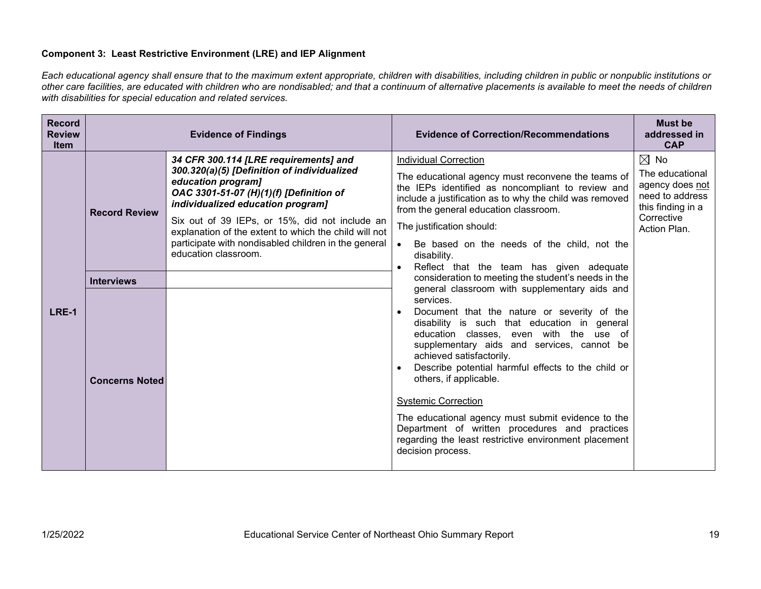**Component 3: Least Restrictive Environment (LRE) and IEP Alignment**

*Each educational agency shall ensure that to the maximum extent appropriate, children with disabilities, including children in public or nonpublic institutions or other care facilities, are educated with children who are nondisabled; and that a continuum of alternative placements is available to meet the needs of children with disabilities for special education and related services.*

| Record Review Item | Evidence of Findings | | Evidence of Correction/Recommendations | Must be addressed in CAP |
|---|---|---|---|---|
| LRE-1 | **Record Review** | ***34 CFR 300.114 [LRE requirements] and 300.320(a)(5) [Definition of individualized education program]*** ***OAC 3301-51-07 (H)(1)(f) [Definition of individualized education program]*** Six out of 39 IEPs, or 15%, did not include an explanation of the extent to which the child will not participate with nondisabled children in the general education classroom. | <u>Individual Correction</u><br>The educational agency must reconvene the teams of the IEPs identified as noncompliant to review and include a justification as to why the child was removed from the general education classroom.<br>The justification should:<br>• Be based on the needs of the child, not the disability.<br>• Reflect that the team has given adequate consideration to meeting the student's needs in the general classroom with supplementary aids and services.<br>• Document that the nature or severity of the disability is such that education in general education classes, even with the use of supplementary aids and services, cannot be achieved satisfactorily.<br>• Describe potential harmful effects to the child or others, if applicable.<br><br><u>Systemic Correction</u><br>The educational agency must submit evidence to the Department of written procedures and practices regarding the least restrictive environment placement decision process. | ☒ No<br>The educational agency does <u>not</u> need to address this finding in a Corrective Action Plan. |
| | **Interviews** | | | |
| | **Concerns Noted** | | | |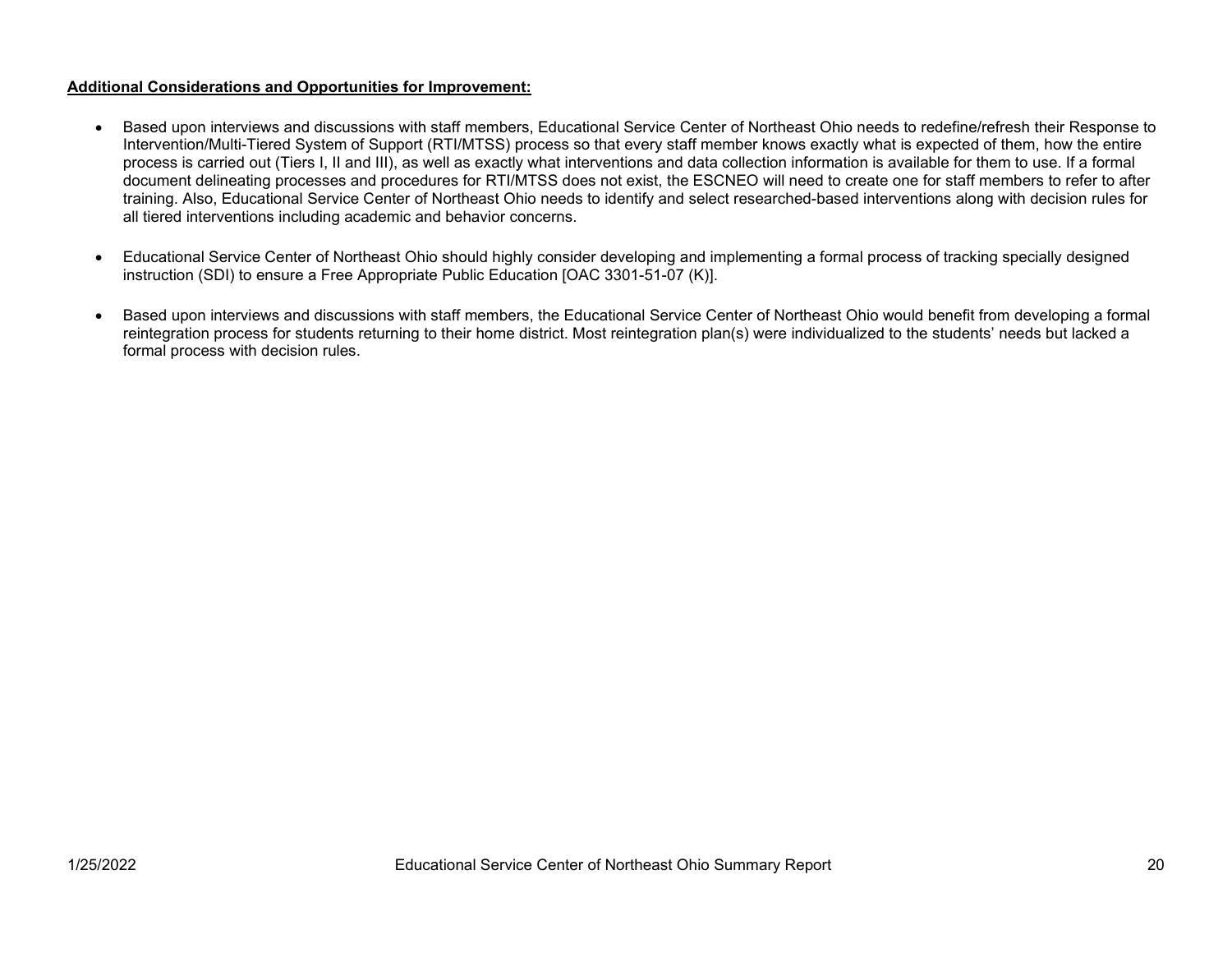**Additional Considerations and Opportunities for Improvement:**

- Based upon interviews and discussions with staff members, Educational Service Center of Northeast Ohio needs to redefine/refresh their Response to Intervention/Multi-Tiered System of Support (RTI/MTSS) process so that every staff member knows exactly what is expected of them, how the entire process is carried out (Tiers I, II and III), as well as exactly what interventions and data collection information is available for them to use. If a formal document delineating processes and procedures for RTI/MTSS does not exist, the ESCNEO will need to create one for staff members to refer to after training. Also, Educational Service Center of Northeast Ohio needs to identify and select researched-based interventions along with decision rules for all tiered interventions including academic and behavior concerns.

- Educational Service Center of Northeast Ohio should highly consider developing and implementing a formal process of tracking specially designed instruction (SDI) to ensure a Free Appropriate Public Education [OAC 3301-51-07 (K)].

- Based upon interviews and discussions with staff members, the Educational Service Center of Northeast Ohio would benefit from developing a formal reintegration process for students returning to their home district. Most reintegration plan(s) were individualized to the students' needs but lacked a formal process with decision rules.